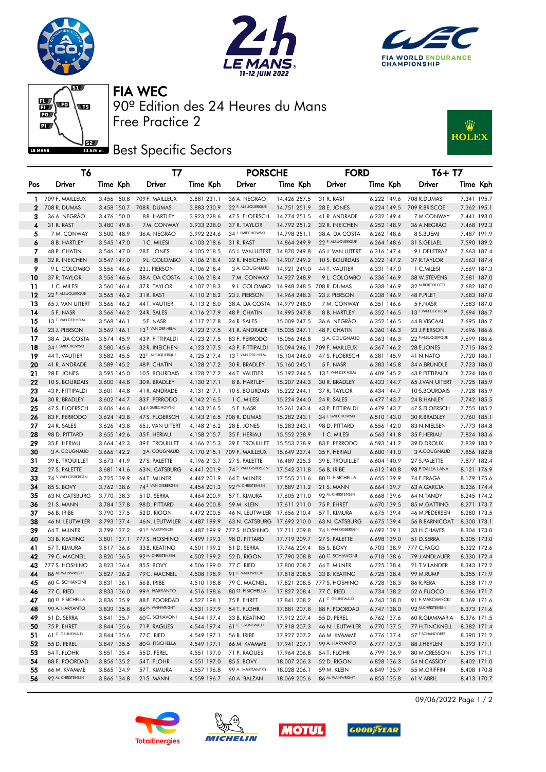# FIA WEC

90º Edition des 24 Heures du Mans

Free Practice 2

## Best Specific Sectors

| Pos | T6 Driver | T6 Time | T6 Kph | T7 Driver | T7 Time | T7 Kph | PORSCHE Driver | PORSCHE Time | PORSCHE Kph | FORD Driver | FORD Time | FORD Kph | T6+ T7 Driver | T6+ T7 Time | T6+ T7 Kph |
|---|---|---|---|---|---|---|---|---|---|---|---|---|---|---|---|
| 1 | 709 F. MAILLEUX | 3.456 | 150.8 | 709 F. MAILLEUX | 3.881 | 231.1 | 36 A. NEGRÃO | 14.426 | 257.5 | 31 R. RAST | 6.222 | 149.6 | 708 R.DUMAS | 7.341 | 195.7 |
| 2 | 708 R. DUMAS | 3.458 | 150.7 | 708 R. DUMAS | 3.883 | 230.9 | 22 F. ALBUQUERQUE | 14.751 | 251.9 | 28 E. JONES | 6.224 | 149.5 | 709 R.BRISCOE | 7.362 | 195.1 |
| 3 | 36 A. NEGRÃO | 3.476 | 150.0 | 8 B. HARTLEY | 3.923 | 228.6 | 47 S. FLOERSCH | 14.774 | 251.5 | 41 R. ANDRADE | 6.232 | 149.4 | 7 M.CONWAY | 7.441 | 193.0 |
| 4 | 31 R. RAST | 3.480 | 149.8 | 7 M. CONWAY | 3.933 | 228.0 | 37 R. TAYLOR | 14.792 | 251.2 | 32 R. INEICHEN | 6.252 | 148.9 | 36 A.NEGRÃO | 7.468 | 192.3 |
| 5 | 7 M. CONWAY | 3.500 | 148.9 | 36 A. NEGRÃO | 3.992 | 224.6 | 34 J. SMIECHOWSKI | 14.798 | 251.1 | 38 A. DA COSTA | 6.262 | 148.6 | 8 S.BUEMI | 7.487 | 191.9 |
| 6 | 8 B. HARTLEY | 3.545 | 147.0 | 1 C. MILESI | 4.103 | 218.6 | 31 R. RAST | 14.864 | 249.9 | 22 F. ALBUQUERQUE | 6.264 | 148.6 | 31 S.GELAEL | 7.590 | 189.2 |
| 7 | 48 P. CHATIN | 3.546 | 147.0 | 28 E. JONES | 4.105 | 218.5 | 65 J. VAN UITERT | 14.870 | 249.8 | 65 J. VAN UITERT | 6.316 | 147.4 | 9 L.DELETRAZ | 7.663 | 187.4 |
| 8 | 32 R. INEICHEN | 3.547 | 147.0 | 9 L. COLOMBO | 4.106 | 218.4 | 32 R. INEICHEN | 14.907 | 249.2 | 10 S. BOURDAIS | 6.322 | 147.2 | 37 R.TAYLOR | 7.663 | 187.4 |
| 9 | 9 L. COLOMBO | 3.556 | 146.6 | 23 J. PIERSON | 4.106 | 218.4 | 3 A. COUGNAUD | 14.921 | 249.0 | 44 T. VAUTIER | 6.331 | 147.0 | 1 C.MILESI | 7.669 | 187.3 |
| 10 | 37 R. TAYLOR | 3.556 | 146.6 | 38 A. DA COSTA | 4.106 | 218.4 | 7 M. CONWAY | 14.927 | 248.9 | 9 L. COLOMBO | 6.336 | 146.9 | 38 W.STEVENS | 7.681 | 187.0 |
| 11 | 1 C. MILESI | 3.560 | 146.4 | 37 R. TAYLOR | 4.107 | 218.3 | 9 L. COLOMBO | 14.948 | 248.5 | 708 R. DUMAS | 6.338 | 146.9 | 32 M.BORTOLOTTI | 7.682 | 187.0 |
| 12 | 22 F. ALBUQUERQUE | 3.565 | 146.2 | 31 R. RAST | 4.110 | 218.2 | 23 J. PIERSON | 14.964 | 248.3 | 23 J. PIERSON | 6.338 | 146.9 | 48 P.PILET | 7.683 | 187.0 |
| 13 | 65 J. VAN UITERT | 3.566 | 146.2 | 44 T. VAUTIER | 4.113 | 218.0 | 38 A. DA COSTA | 14.979 | 248.0 | 7 M. CONWAY | 6.351 | 146.6 | 5 F.NASR | 7.683 | 187.0 |
| 14 | 5 F. NASR | 3.566 | 146.2 | 24 R. SALES | 4.116 | 217.9 | 48 P. CHATIN | 14.995 | 247.8 | 8 B. HARTLEY | 6.352 | 146.5 | 13 T.VAN DER HELM | 7.694 | 186.7 |
| 15 | 13 T. VAN DER HELM | 3.568 | 146.1 | 5 F. NASR | 4.117 | 217.8 | 24 R. SALES | 15.009 | 247.5 | 36 A. NEGRÃO | 6.352 | 146.5 | 44 B.VISCAAL | 7.695 | 186.7 |
| 16 | 23 J. PIERSON | 3.569 | 146.1 | 13 T. VAN DER HELM | 4.123 | 217.5 | 41 R. ANDRADE | 15.035 | 247.1 | 48 P. CHATIN | 6.360 | 146.3 | 23 J.PIERSON | 7.696 | 186.6 |
| 17 | 38 A. DA COSTA | 3.574 | 145.9 | 43 P. FITTIPALDI | 4.123 | 217.5 | 83 F. PERRODO | 15.056 | 246.8 | 3 A. COUGNAUD | 6.363 | 146.3 | 22 F.ALBUQUERQUE | 7.699 | 186.6 |
| 18 | 34 J. SMIECHOWSKI | 3.580 | 145.6 | 32 R. INEICHEN | 4.123 | 217.5 | 43 P. FITTIPALDI | 15.094 | 246.1 | 709 F. MAILLEUX | 6.367 | 146.2 | 28 E.JONES | 7.715 | 186.2 |
| 19 | 44 T. VAUTIER | 3.582 | 145.5 | 22 F. ALBUQUERQUE | 4.125 | 217.4 | 13 T. VAN DER HELM | 15.104 | 246.0 | 47 S. FLOERSCH | 6.381 | 145.9 | 41 N.NATO | 7.720 | 186.1 |
| 20 | 41 R. ANDRADE | 3.589 | 145.2 | 48 P. CHATIN | 4.128 | 217.2 | 30 R. BRADLEY | 15.160 | 245.1 | 5 F. NASR | 6.383 | 145.8 | 34 A.BRUNDLE | 7.723 | 186.0 |
| 21 | 28 E. JONES | 3.595 | 145.0 | 10 S. BOURDAIS | 4.128 | 217.2 | 44 T. VAUTIER | 15.192 | 244.5 | 13 T. VAN DER HELM | 6.409 | 145.2 | 43 P.FITTIPALDI | 7.724 | 186.0 |
| 22 | 10 S. BOURDAIS | 3.600 | 144.8 | 30 R. BRADLEY | 4.130 | 217.1 | 8 B. HARTLEY | 15.207 | 244.3 | 30 R. BRADLEY | 6.433 | 144.7 | 65 J.VAN UITERT | 7.725 | 185.9 |
| 23 | 43 P. FITTIPALDI | 3.601 | 144.8 | 41 R. ANDRADE | 4.131 | 217.1 | 10 S. BOURDAIS | 15.222 | 244.1 | 37 R. TAYLOR | 6.434 | 144.7 | 10 S.BOURDAIS | 7.728 | 185.9 |
| 24 | 30 R. BRADLEY | 3.602 | 144.7 | 83 F. PERRODO | 4.142 | 216.5 | 1 C. MILESI | 15.224 | 244.0 | 24 R. SALES | 6.477 | 143.7 | 24 B.HANLEY | 7.742 | 185.5 |
| 25 | 47 S. FLOERSCH | 3.606 | 144.6 | 34 J. SMIECHOWSKI | 4.143 | 216.5 | 5 F. NASR | 15.261 | 243.4 | 43 P. FITTIPALDI | 6.479 | 143.7 | 47 S.FLOERSCH | 7.755 | 185.2 |
| 26 | 83 F. PERRODO | 3.624 | 143.8 | 47 S. FLOERSCH | 4.143 | 216.5 | 708 R. DUMAS | 15.282 | 243.1 | 34 J. SMIECHOWSKI | 6.510 | 143.0 | 30 R.BRADLEY | 7.760 | 185.1 |
| 27 | 24 R. SALES | 3.626 | 143.8 | 65 J. VAN UITERT | 4.148 | 216.2 | 28 E. JONES | 15.283 | 243.1 | 98 D. PITTARD | 6.556 | 142.0 | 83 N.NIELSEN | 7.773 | 184.8 |
| 28 | 98 D. PITTARD | 3.655 | 142.6 | 35 F. HERIAU | 4.158 | 215.7 | 35 F. HERIAU | 15.552 | 238.9 | 1 C. MILESI | 6.563 | 141.8 | 35 F.HERIAU | 7.824 | 183.6 |
| 29 | 35 F. HERIAU | 3.664 | 142.3 | 39 E. TROUILLET | 4.166 | 215.3 | 39 E. TROUILLET | 15.553 | 238.9 | 83 F. PERRODO | 6.593 | 141.2 | 39 D.DROUX | 7.839 | 183.2 |
| 30 | 3 A. COUGNAUD | 3.666 | 142.2 | 3 A. COUGNAUD | 4.170 | 215.1 | 709 F. MAILLEUX | 15.649 | 237.4 | 35 F. HERIAU | 6.600 | 141.0 | 3 A.COUGNAUD | 7.856 | 182.8 |
| 31 | 39 E. TROUILLET | 3.673 | 141.9 | 27 S. PALETTE | 4.196 | 213.7 | 27 S. PALETTE | 16.489 | 225.3 | 39 E. TROUILLET | 6.604 | 140.9 | 27 S.PALETTE | 7.877 | 182.4 |
| 32 | 27 S. PALETTE | 3.681 | 141.6 | 63 N. CATSBURG | 4.441 | 201.9 | 74 S. VAN GISBERGEN | 17.542 | 211.8 | 56 B. IRIBE | 6.612 | 140.8 | 98 P.DALLA LANA | 8.121 | 176.9 |
| 33 | 74 S. VAN GISBERGEN | 3.725 | 139.9 | 64 T. MILNER | 4.442 | 201.9 | 64 T. MILNER | 17.555 | 211.6 | 80 G. FISICHELLA | 6.655 | 139.9 | 74 F.FRAGA | 8.179 | 175.6 |
| 34 | 85 S. BOVY | 3.762 | 138.6 | 74 S. VAN GISBERGEN | 4.454 | 201.3 | 92 M. CHRISTENSEN | 17.589 | 211.2 | 21 S. MANN | 6.664 | 139.7 | 63 A.GARCIA | 8.236 | 174.4 |
| 35 | 63 N. CATSBURG | 3.770 | 138.3 | 51 D. SERRA | 4.464 | 200.9 | 57 T. KIMURA | 17.605 | 211.0 | 92 M. CHRISTENSEN | 6.668 | 139.6 | 64 N.TANDY | 8.245 | 174.2 |
| 36 | 21 S. MANN | 3.784 | 137.8 | 98 D. PITTARD | 4.466 | 200.8 | 59 M. KLEIN | 17.611 | 211.0 | 75 P. EHRET | 6.670 | 139.5 | 85 M.GATTING | 8.271 | 173.7 |
| 37 | 56 B. IRIBE | 3.790 | 137.5 | 52 D. RIGON | 4.472 | 200.5 | 46 N. LEUTWILER | 17.656 | 210.4 | 57 T. KIMURA | 6.675 | 139.4 | 46 M.PEDERSEN | 8.280 | 173.5 |
| 38 | 46 N. LEUTWILER | 3.793 | 137.4 | 46 N. LEUTWILER | 4.487 | 199.9 | 63 N. CATSBURG | 17.692 | 210.0 | 63 N. CATSBURG | 6.675 | 139.4 | 56 B.BARNICOAT | 8.300 | 173.1 |
| 39 | 64 T. MILNER | 3.799 | 137.2 | 91 F. MAKOWIECKI | 4.487 | 199.9 | 777 S. HOSHINO | 17.711 | 209.8 | 74 S. VAN GISBERGEN | 6.692 | 139.1 | 33 H.CHAVES | 8.304 | 173.0 |
| 40 | 33 B. KEATING | 3.801 | 137.1 | 777 S. HOSHINO | 4.499 | 199.3 | 98 D. PITTARD | 17.719 | 209.7 | 27 S. PALETTE | 6.698 | 139.0 | 51 D.SERRA | 8.305 | 173.0 |
| 41 | 57 T. KIMURA | 3.817 | 136.6 | 33 B. KEATING | 4.501 | 199.2 | 51 D. SERRA | 17.746 | 209.4 | 85 S. BOVY | 6.703 | 138.9 | 777 C.FAGG | 8.322 | 172.6 |
| 42 | 79 C. MACNEIL | 3.820 | 136.5 | 92 M. CHRISTENSEN | 4.502 | 199.2 | 52 D. RIGON | 17.790 | 208.8 | 60 C. SCHIAVONI | 6.718 | 138.6 | 79 J.ANDLAUER | 8.330 | 172.4 |
| 43 | 777 S. HOSHINO | 3.823 | 136.4 | 85 S. BOVY | 4.506 | 199.0 | 77 C. RIED | 17.800 | 208.7 | 64 T. MILNER | 6.725 | 138.4 | 21 T.VILANDER | 8.343 | 172.2 |
| 44 | 86 M. WAINWRIGHT | 3.827 | 136.2 | 79 C. MACNEIL | 4.508 | 198.9 | 91 F. MAKOWIECKI | 17.818 | 208.5 | 33 B. KEATING | 6.725 | 138.4 | 99 M.RUMP | 8.355 | 171.9 |
| 45 | 60 C. SCHIAVONI | 3.831 | 136.1 | 56 B. IRIBE | 4.510 | 198.8 | 79 C. MACNEIL | 17.821 | 208.5 | 777 S. HOSHINO | 6.728 | 138.3 | 86 R.PERA | 8.358 | 171.9 |
| 46 | 77 C. RIED | 3.833 | 136.0 | 99 A. HARYANTO | 4.516 | 198.6 | 80 G. FISICHELLA | 17.827 | 208.4 | 77 C. RIED | 6.734 | 138.2 | 52 A.FUOCO | 8.366 | 171.7 |
| 47 | 80 G. FISICHELLA | 3.836 | 135.9 | 88 F. POORDAD | 4.527 | 198.1 | 75 P. EHRET | 17.841 | 208.2 | 61 C. GRUNEWALD | 6.743 | 138.0 | 91 F.MAKOWIECKI | 8.369 | 171.6 |
| 48 | 99 A. HARYANTO | 3.839 | 135.8 | 86 M. WAINWRIGHT | 4.531 | 197.9 | 54 T. FLOHR | 17.881 | 207.8 | 88 F. POORDAD | 6.747 | 138.0 | 92 M.CHRISTENSEN | 8.373 | 171.6 |
| 49 | 51 D. SERRA | 3.841 | 135.7 | 60 C. SCHIAVONI | 4.544 | 197.4 | 33 B. KEATING | 17.912 | 207.4 | 55 D. PEREL | 6.762 | 137.6 | 60 R.GIAMMARIA | 8.376 | 171.5 |
| 50 | 75 P. EHRET | 3.844 | 135.6 | 71 P. RAGUES | 4.544 | 197.4 | 61 C. GRUNEWALD | 17.918 | 207.3 | 46 N. LEUTWILER | 6.770 | 137.5 | 77 H.TINCKNELL | 8.382 | 171.4 |
| 51 | 61 C. GRUNEWALD | 3.844 | 135.6 | 77 C. RIED | 4.549 | 197.1 | 56 B. IRIBE | 17.927 | 207.2 | 66 M. KVAMME | 6.776 | 137.4 | 57 F.SCHANDORFF | 8.390 | 171.2 |
| 52 | 55 D. PEREL | 3.847 | 135.5 | 80 G. FISICHELLA | 4.549 | 197.1 | 66 M. KVAMME | 17.941 | 207.1 | 99 A. HARYANTO | 6.777 | 137.3 | 88 J.HEYLEN | 8.393 | 171.1 |
| 53 | 54 T. FLOHR | 3.851 | 135.4 | 55 D. PEREL | 4.551 | 197.0 | 71 P. RAGUES | 17.964 | 206.8 | 54 T. FLOHR | 6.799 | 136.9 | 80 M.CRESSONI | 8.395 | 171.1 |
| 54 | 88 F. POORDAD | 3.856 | 135.2 | 54 T. FLOHR | 4.551 | 197.0 | 85 S. BOVY | 18.007 | 206.3 | 52 D. RIGON | 6.828 | 136.3 | 54 N.CASSIDY | 8.402 | 171.0 |
| 55 | 66 M. KVAMME | 3.865 | 134.9 | 57 T. KIMURA | 4.557 | 196.8 | 99 A. HARYANTO | 18.028 | 206.1 | 59 M. KLEIN | 6.849 | 135.9 | 55 M.GRIFFIN | 8.408 | 170.8 |
| 56 | 92 M. CHRISTENSEN | 3.866 | 134.8 | 21 S. MANN | 4.559 | 196.7 | 60 A. BALZAN | 18.069 | 205.6 | 86 M. WAINWRIGHT | 6.853 | 135.8 | 61 V.ABRIL | 8.413 | 170.7 |

09/06/2022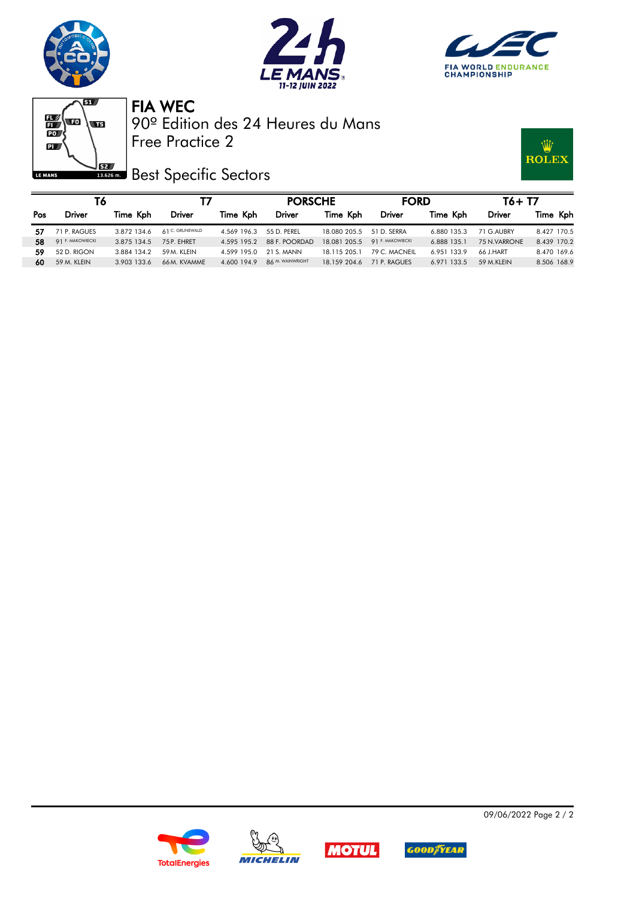# FIA WEC

90º Edition des 24 Heures du Mans

Free Practice 2

Best Specific Sectors

| | T6 | | | T7 | | | PORSCHE | | | FORD | | | T6+ T7 | | |
|---|---|---|---|---|---|---|---|---|---|---|---|---|---|---|---|
| Pos | Driver | Time | Kph | Driver | Time | Kph | Driver | Time | Kph | Driver | Time | Kph | Driver | Time | Kph |
| 57 | 71 P. RAGUES | 3.872 | 134.6 | 61 C. GRUNEWALD | 4.569 | 196.3 | 55 D. PEREL | 18.080 | 205.5 | 51 D. SERRA | 6.880 | 135.3 | 71 G.AUBRY | 8.427 | 170.5 |
| 58 | 91 F. MAKOWIECKI | 3.875 | 134.5 | 75 P. EHRET | 4.595 | 195.2 | 88 F. POORDAD | 18.081 | 205.5 | 91 F. MAKOWIECKI | 6.888 | 135.1 | 75 N.VARRONE | 8.439 | 170.2 |
| 59 | 52 D. RIGON | 3.884 | 134.2 | 59 M. KLEIN | 4.599 | 195.0 | 21 S. MANN | 18.115 | 205.1 | 79 C. MACNEIL | 6.951 | 133.9 | 66 J.HART | 8.470 | 169.6 |
| 60 | 59 M. KLEIN | 3.903 | 133.6 | 66 M. KVAMME | 4.600 | 194.9 | 86 M. WAINWRIGHT | 18.159 | 204.6 | 71 P. RAGUES | 6.971 | 133.5 | 59 M.KLEIN | 8.506 | 168.9 |

09/06/2022